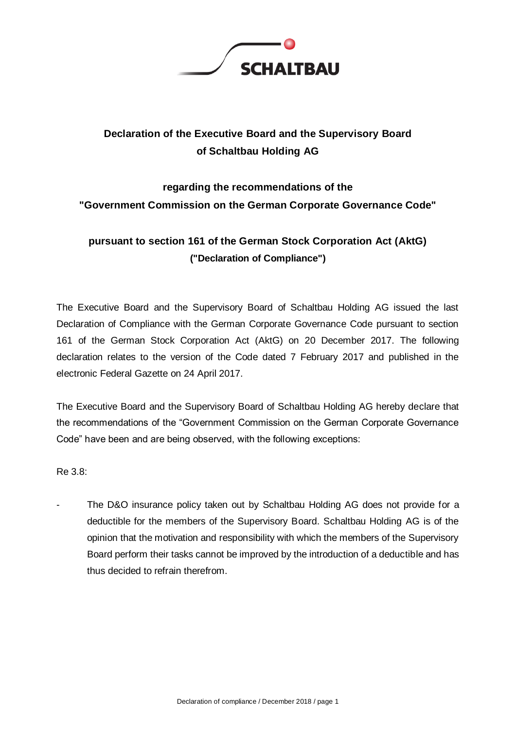# Declaration of the Executive Board and the Supervisory Board of Schaltbau Holding AG

## regarding the recommendations of the "Government Commission on the German Corporate Governance Code"

## pursuant to section 161 of the German Stock Corporation Act (AktG) ("Declaration of Compliance")

The Executive Board and the Supervisory Board of Schaltbau Holding AG issued the last Declaration of Compliance with the German Corporate Governance Code pursuant to section 161 of the German Stock Corporation Act (AktG) on 20 December 2017. The following declaration relates to the version of the Code dated 7 February 2017 and published in the electronic Federal Gazette on 24 April 2017.

The Executive Board and the Supervisory Board of Schaltbau Holding AG hereby declare that the recommendations of the "Government Commission on the German Corporate Governance Code" have been and are being observed, with the following exceptions:

Re 3.8:

- The D&O insurance policy taken out by Schaltbau Holding AG does not provide for a deductible for the members of the Supervisory Board. Schaltbau Holding AG is of the opinion that the motivation and responsibility with which the members of the Supervisory Board perform their tasks cannot be improved by the introduction of a deductible and has thus decided to refrain therefrom.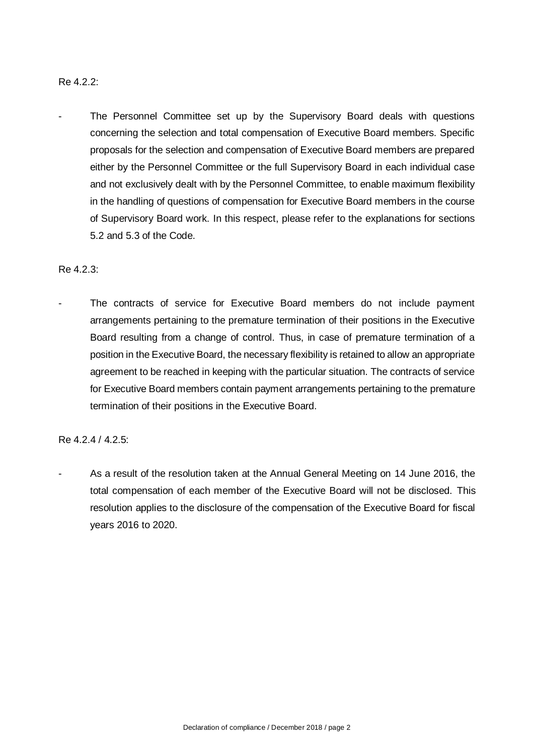Re 4.2.2:

- The Personnel Committee set up by the Supervisory Board deals with questions concerning the selection and total compensation of Executive Board members. Specific proposals for the selection and compensation of Executive Board members are prepared either by the Personnel Committee or the full Supervisory Board in each individual case and not exclusively dealt with by the Personnel Committee, to enable maximum flexibility in the handling of questions of compensation for Executive Board members in the course of Supervisory Board work. In this respect, please refer to the explanations for sections 5.2 and 5.3 of the Code.

Re 4.2.3:

- The contracts of service for Executive Board members do not include payment arrangements pertaining to the premature termination of their positions in the Executive Board resulting from a change of control. Thus, in case of premature termination of a position in the Executive Board, the necessary flexibility is retained to allow an appropriate agreement to be reached in keeping with the particular situation. The contracts of service for Executive Board members contain payment arrangements pertaining to the premature termination of their positions in the Executive Board.

Re 4.2.4 / 4.2.5:

- As a result of the resolution taken at the Annual General Meeting on 14 June 2016, the total compensation of each member of the Executive Board will not be disclosed. This resolution applies to the disclosure of the compensation of the Executive Board for fiscal years 2016 to 2020.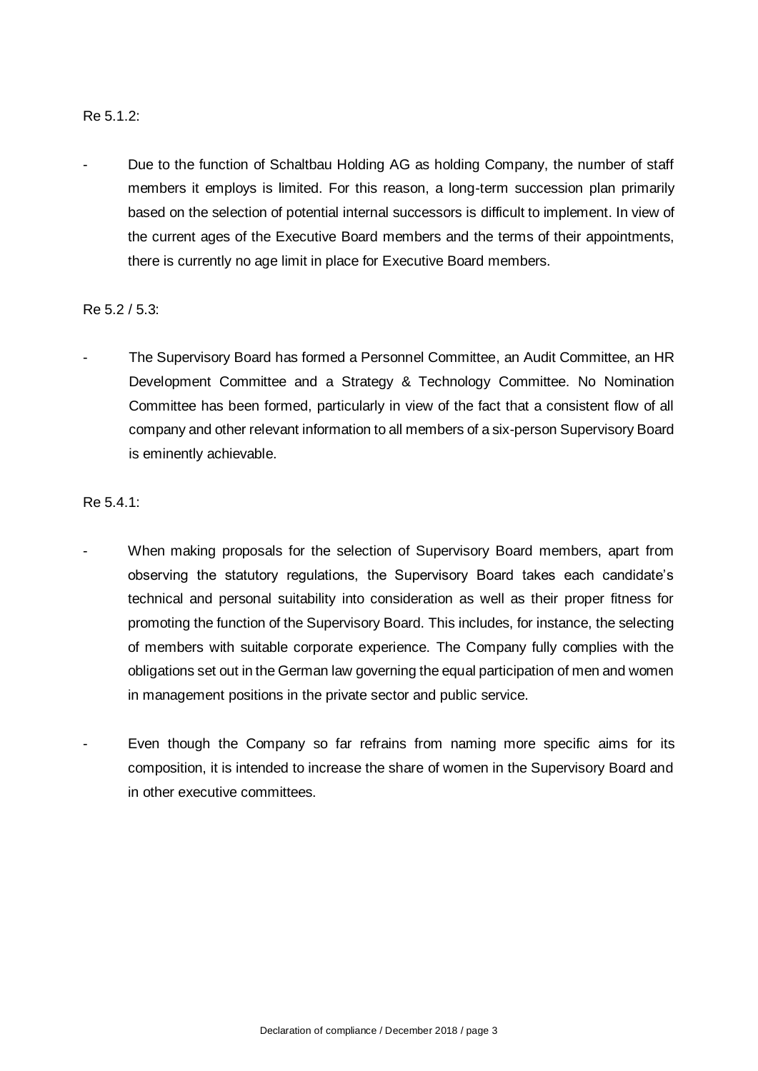Re 5.1.2:

- Due to the function of Schaltbau Holding AG as holding Company, the number of staff members it employs is limited. For this reason, a long-term succession plan primarily based on the selection of potential internal successors is difficult to implement. In view of the current ages of the Executive Board members and the terms of their appointments, there is currently no age limit in place for Executive Board members.

Re 5.2 / 5.3:

- The Supervisory Board has formed a Personnel Committee, an Audit Committee, an HR Development Committee and a Strategy & Technology Committee. No Nomination Committee has been formed, particularly in view of the fact that a consistent flow of all company and other relevant information to all members of a six-person Supervisory Board is eminently achievable.

Re 5.4.1:

- When making proposals for the selection of Supervisory Board members, apart from observing the statutory regulations, the Supervisory Board takes each candidate's technical and personal suitability into consideration as well as their proper fitness for promoting the function of the Supervisory Board. This includes, for instance, the selecting of members with suitable corporate experience. The Company fully complies with the obligations set out in the German law governing the equal participation of men and women in management positions in the private sector and public service.

- Even though the Company so far refrains from naming more specific aims for its composition, it is intended to increase the share of women in the Supervisory Board and in other executive committees.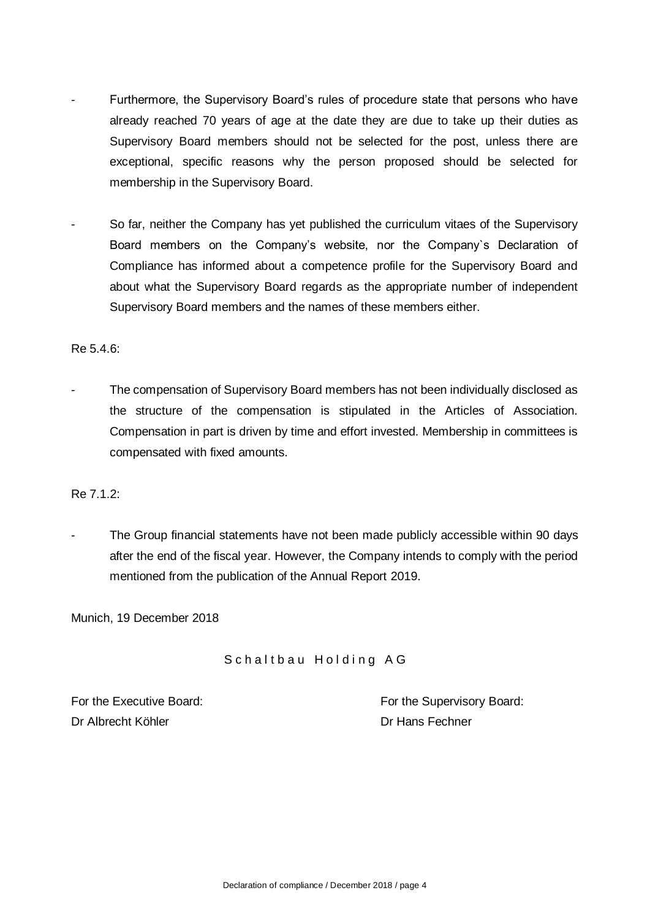- Furthermore, the Supervisory Board's rules of procedure state that persons who have already reached 70 years of age at the date they are due to take up their duties as Supervisory Board members should not be selected for the post, unless there are exceptional, specific reasons why the person proposed should be selected for membership in the Supervisory Board.

- So far, neither the Company has yet published the curriculum vitaes of the Supervisory Board members on the Company's website, nor the Company`s Declaration of Compliance has informed about a competence profile for the Supervisory Board and about what the Supervisory Board regards as the appropriate number of independent Supervisory Board members and the names of these members either.

Re 5.4.6:

- The compensation of Supervisory Board members has not been individually disclosed as the structure of the compensation is stipulated in the Articles of Association. Compensation in part is driven by time and effort invested. Membership in committees is compensated with fixed amounts.

Re 7.1.2:

- The Group financial statements have not been made publicly accessible within 90 days after the end of the fiscal year. However, the Company intends to comply with the period mentioned from the publication of the Annual Report 2019.

Munich, 19 December 2018

S c h a l t b a u H o l d i n g A G

For the Executive Board:
Dr Albrecht Köhler

For the Supervisory Board:
Dr Hans Fechner